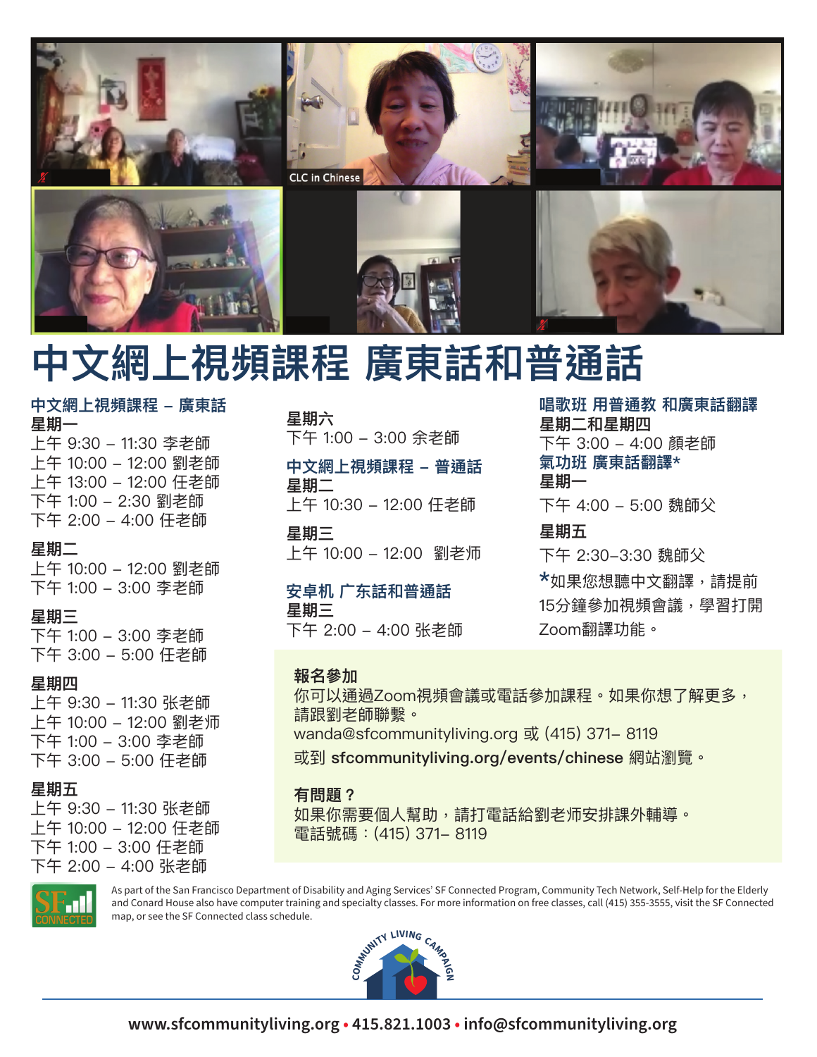# 中文網上視頻課程 廣東話和普通話

### 中文網上視頻課程 – 廣東話

**星期一**

上午 9:30 – 11:30 李老師
上午 10:00 – 12:00 劉老師
上午 13:00 – 12:00 任老師
下午 1:00 – 2:30 劉老師
下午 2:00 – 4:00 任老師

**星期二**

上午 10:00 – 12:00 劉老師
下午 1:00 – 3:00 李老師

**星期三**

下午 1:00 – 3:00 李老師
下午 3:00 – 5:00 任老師

**星期四**

上午 9:30 – 11:30 张老師
上午 10:00 – 12:00 劉老师
下午 1:00 – 3:00 李老師
下午 3:00 – 5:00 任老師

**星期五**

上午 9:30 – 11:30 张老師
上午 10:00 – 12:00 任老師
下午 1:00 – 3:00 任老師
下午 2:00 – 4:00 张老師

**星期六**

下午 1:00 – 3:00 余老師

### 中文網上視頻課程 – 普通話

**星期二**

上午 10:30 – 12:00 任老師

**星期三**

上午 10:00 – 12:00 劉老师

### 安卓机 广东話和普通話

**星期三**

下午 2:00 – 4:00 张老師

### 唱歌班 用普通教 和廣東話翻譯

**星期二和星期四**

下午 3:00 – 4:00 顏老師

### 氣功班 廣東話翻譯*

**星期一**

下午 4:00 – 5:00 魏師父

**星期五**

下午 2:30–3:30 魏師父

*如果您想聽中文翻譯，請提前15分鐘參加視頻會議，學習打開Zoom翻譯功能。

**報名參加**

你可以通過Zoom視頻會議或電話參加課程。如果你想了解更多，請跟劉老師聯繫。
wanda@sfcommunityliving.org 或 (415) 371– 8119
或到 **sfcommunityliving.org/events/chinese** 網站瀏覽。

**有問題？**

如果你需要個人幫助，請打電話給劉老师安排課外輔導。
電話號碼：(415) 371– 8119

As part of the San Francisco Department of Disability and Aging Services' SF Connected Program, Community Tech Network, Self-Help for the Elderly and Conard House also have computer training and specialty classes. For more information on free classes, call (415) 355-3555, visit the SF Connected map, or see the SF Connected class schedule.

**www.sfcommunityliving.org • 415.821.1003 • info@sfcommunityliving.org**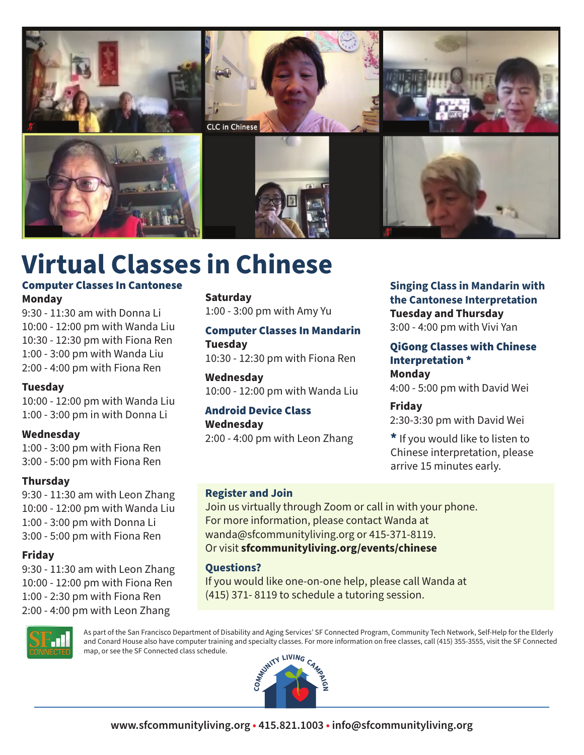# Virtual Classes in Chinese

### Computer Classes In Cantonese

**Monday**
9:30 - 11:30 am with Donna Li
10:00 - 12:00 pm with Wanda Liu
10:30 - 12:30 pm with Fiona Ren
1:00 - 3:00 pm with Wanda Liu
2:00 - 4:00 pm with Fiona Ren

**Tuesday**
10:00 - 12:00 pm with Wanda Liu
1:00 - 3:00 pm in with Donna Li

**Wednesday**
1:00 - 3:00 pm with Fiona Ren
3:00 - 5:00 pm with Fiona Ren

**Thursday**
9:30 - 11:30 am with Leon Zhang
10:00 - 12:00 pm with Wanda Liu
1:00 - 3:00 pm with Donna Li
3:00 - 5:00 pm with Fiona Ren

**Friday**
9:30 - 11:30 am with Leon Zhang
10:00 - 12:00 pm with Fiona Ren
1:00 - 2:30 pm with Fiona Ren
2:00 - 4:00 pm with Leon Zhang

**Saturday**
1:00 - 3:00 pm with Amy Yu

### Computer Classes In Mandarin

**Tuesday**
10:30 - 12:30 pm with Fiona Ren

**Wednesday**
10:00 - 12:00 pm with Wanda Liu

### Android Device Class

**Wednesday**
2:00 - 4:00 pm with Leon Zhang

### Singing Class in Mandarin with the Cantonese Interpretation

**Tuesday and Thursday**
3:00 - 4:00 pm with Vivi Yan

### QiGong Classes with Chinese Interpretation *

**Monday**
4:00 - 5:00 pm with David Wei

**Friday**
2:30-3:30 pm with David Wei

* If you would like to listen to Chinese interpretation, please arrive 15 minutes early.

### Register and Join

Join us virtually through Zoom or call in with your phone.
For more information, please contact Wanda at wanda@sfcommunityliving.org or 415-371-8119.
Or visit **sfcommunityliving.org/events/chinese**

### Questions?

If you would like one-on-one help, please call Wanda at (415) 371- 8119 to schedule a tutoring session.

As part of the San Francisco Department of Disability and Aging Services' SF Connected Program, Community Tech Network, Self-Help for the Elderly and Conard House also have computer training and specialty classes. For more information on free classes, call (415) 355-3555, visit the SF Connected map, or see the SF Connected class schedule.

**www.sfcommunityliving.org • 415.821.1003 • info@sfcommunityliving.org**